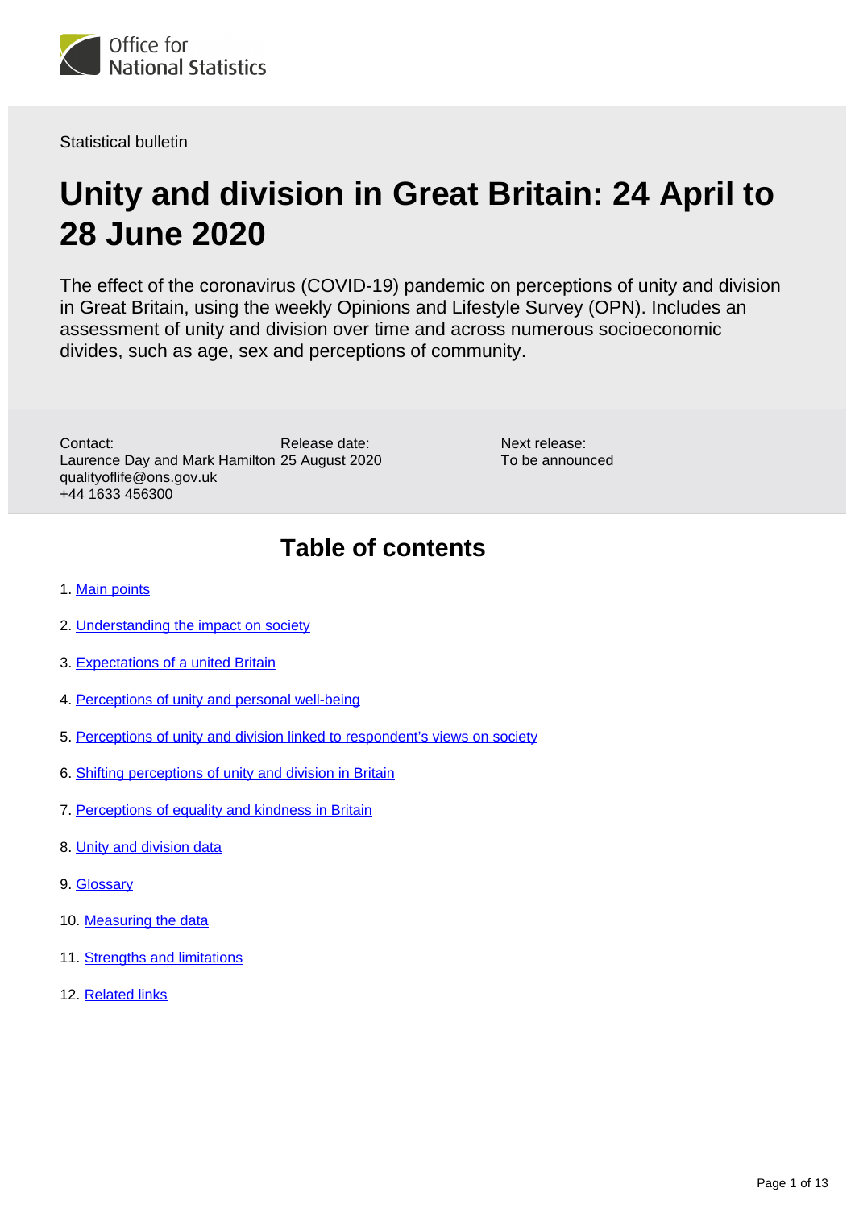Office for National Statistics

Statistical bulletin

# Unity and division in Great Britain: 24 April to 28 June 2020

The effect of the coronavirus (COVID-19) pandemic on perceptions of unity and division in Great Britain, using the weekly Opinions and Lifestyle Survey (OPN). Includes an assessment of unity and division over time and across numerous socioeconomic divides, such as age, sex and perceptions of community.

Contact:
Laurence Day and Mark Hamilton
qualityoflife@ons.gov.uk
+44 1633 456300

Release date:
25 August 2020

Next release:
To be announced

## Table of contents

1. Main points
2. Understanding the impact on society
3. Expectations of a united Britain
4. Perceptions of unity and personal well-being
5. Perceptions of unity and division linked to respondent's views on society
6. Shifting perceptions of unity and division in Britain
7. Perceptions of equality and kindness in Britain
8. Unity and division data
9. Glossary
10. Measuring the data
11. Strengths and limitations
12. Related links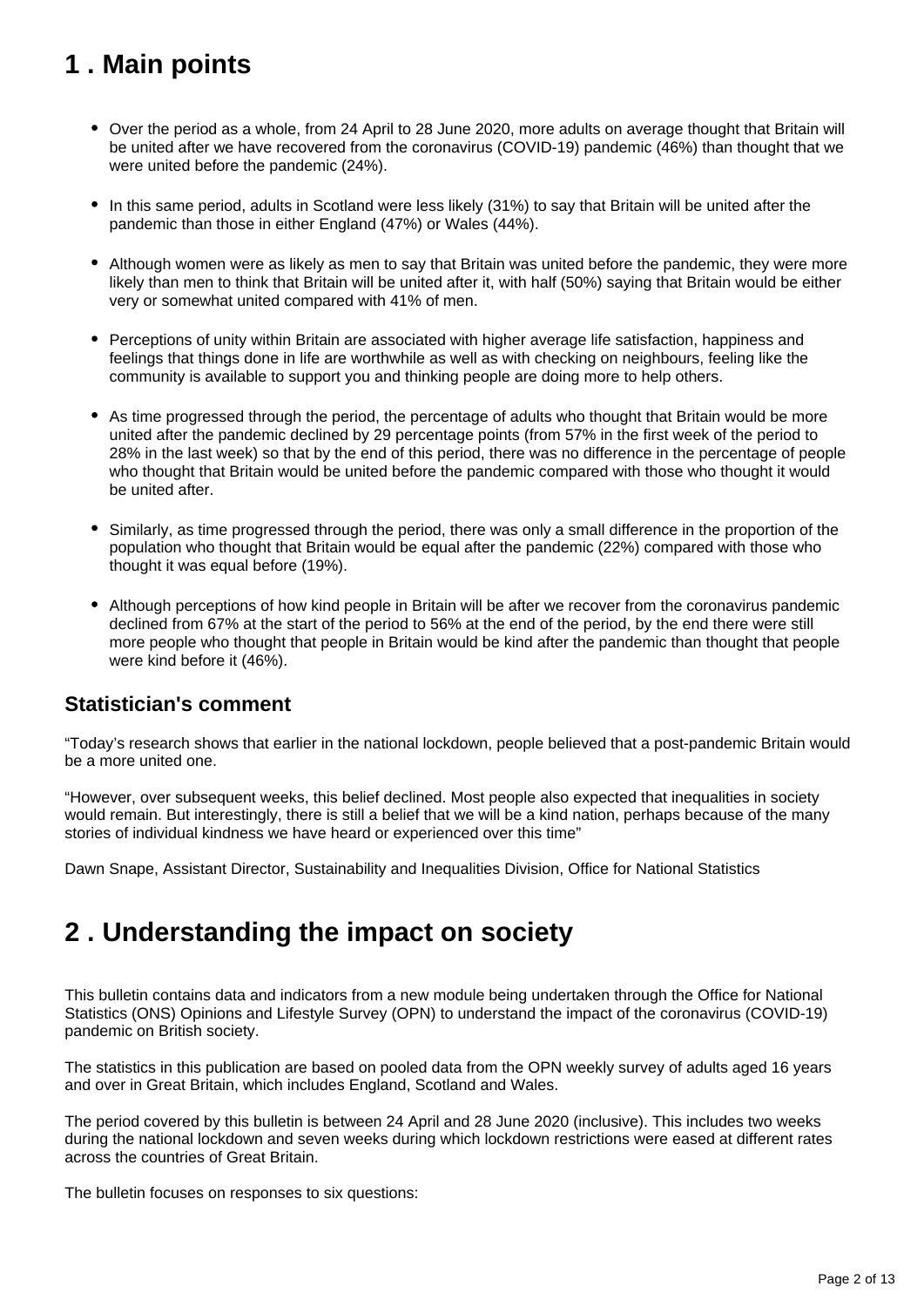## 1 . Main points

- Over the period as a whole, from 24 April to 28 June 2020, more adults on average thought that Britain will be united after we have recovered from the coronavirus (COVID-19) pandemic (46%) than thought that we were united before the pandemic (24%).
- In this same period, adults in Scotland were less likely (31%) to say that Britain will be united after the pandemic than those in either England (47%) or Wales (44%).
- Although women were as likely as men to say that Britain was united before the pandemic, they were more likely than men to think that Britain will be united after it, with half (50%) saying that Britain would be either very or somewhat united compared with 41% of men.
- Perceptions of unity within Britain are associated with higher average life satisfaction, happiness and feelings that things done in life are worthwhile as well as with checking on neighbours, feeling like the community is available to support you and thinking people are doing more to help others.
- As time progressed through the period, the percentage of adults who thought that Britain would be more united after the pandemic declined by 29 percentage points (from 57% in the first week of the period to 28% in the last week) so that by the end of this period, there was no difference in the percentage of people who thought that Britain would be united before the pandemic compared with those who thought it would be united after.
- Similarly, as time progressed through the period, there was only a small difference in the proportion of the population who thought that Britain would be equal after the pandemic (22%) compared with those who thought it was equal before (19%).
- Although perceptions of how kind people in Britain will be after we recover from the coronavirus pandemic declined from 67% at the start of the period to 56% at the end of the period, by the end there were still more people who thought that people in Britain would be kind after the pandemic than thought that people were kind before it (46%).

### Statistician's comment

"Today's research shows that earlier in the national lockdown, people believed that a post-pandemic Britain would be a more united one.

"However, over subsequent weeks, this belief declined. Most people also expected that inequalities in society would remain. But interestingly, there is still a belief that we will be a kind nation, perhaps because of the many stories of individual kindness we have heard or experienced over this time"

Dawn Snape, Assistant Director, Sustainability and Inequalities Division, Office for National Statistics

## 2 . Understanding the impact on society

This bulletin contains data and indicators from a new module being undertaken through the Office for National Statistics (ONS) Opinions and Lifestyle Survey (OPN) to understand the impact of the coronavirus (COVID-19) pandemic on British society.

The statistics in this publication are based on pooled data from the OPN weekly survey of adults aged 16 years and over in Great Britain, which includes England, Scotland and Wales.

The period covered by this bulletin is between 24 April and 28 June 2020 (inclusive). This includes two weeks during the national lockdown and seven weeks during which lockdown restrictions were eased at different rates across the countries of Great Britain.

The bulletin focuses on responses to six questions: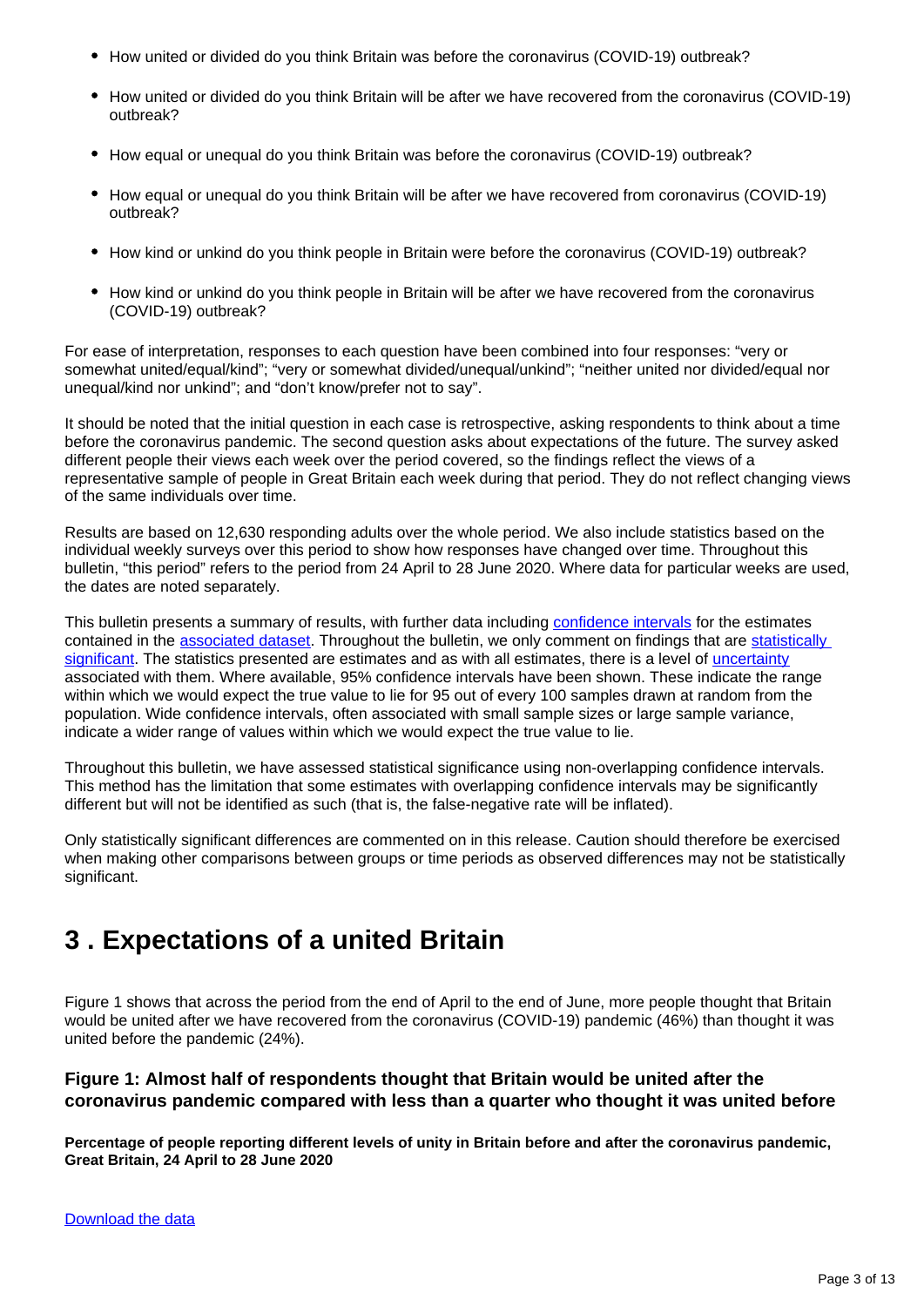- How united or divided do you think Britain was before the coronavirus (COVID-19) outbreak?
- How united or divided do you think Britain will be after we have recovered from the coronavirus (COVID-19) outbreak?
- How equal or unequal do you think Britain was before the coronavirus (COVID-19) outbreak?
- How equal or unequal do you think Britain will be after we have recovered from coronavirus (COVID-19) outbreak?
- How kind or unkind do you think people in Britain were before the coronavirus (COVID-19) outbreak?
- How kind or unkind do you think people in Britain will be after we have recovered from the coronavirus (COVID-19) outbreak?

For ease of interpretation, responses to each question have been combined into four responses: "very or somewhat united/equal/kind"; "very or somewhat divided/unequal/unkind"; "neither united nor divided/equal nor unequal/kind nor unkind"; and "don't know/prefer not to say".

It should be noted that the initial question in each case is retrospective, asking respondents to think about a time before the coronavirus pandemic. The second question asks about expectations of the future. The survey asked different people their views each week over the period covered, so the findings reflect the views of a representative sample of people in Great Britain each week during that period. They do not reflect changing views of the same individuals over time.

Results are based on 12,630 responding adults over the whole period. We also include statistics based on the individual weekly surveys over this period to show how responses have changed over time. Throughout this bulletin, "this period" refers to the period from 24 April to 28 June 2020. Where data for particular weeks are used, the dates are noted separately.

This bulletin presents a summary of results, with further data including confidence intervals for the estimates contained in the associated dataset. Throughout the bulletin, we only comment on findings that are statistically significant. The statistics presented are estimates and as with all estimates, there is a level of uncertainty associated with them. Where available, 95% confidence intervals have been shown. These indicate the range within which we would expect the true value to lie for 95 out of every 100 samples drawn at random from the population. Wide confidence intervals, often associated with small sample sizes or large sample variance, indicate a wider range of values within which we would expect the true value to lie.

Throughout this bulletin, we have assessed statistical significance using non-overlapping confidence intervals. This method has the limitation that some estimates with overlapping confidence intervals may be significantly different but will not be identified as such (that is, the false-negative rate will be inflated).

Only statistically significant differences are commented on in this release. Caution should therefore be exercised when making other comparisons between groups or time periods as observed differences may not be statistically significant.

## 3 . Expectations of a united Britain

Figure 1 shows that across the period from the end of April to the end of June, more people thought that Britain would be united after we have recovered from the coronavirus (COVID-19) pandemic (46%) than thought it was united before the pandemic (24%).

### Figure 1: Almost half of respondents thought that Britain would be united after the coronavirus pandemic compared with less than a quarter who thought it was united before

**Percentage of people reporting different levels of unity in Britain before and after the coronavirus pandemic, Great Britain, 24 April to 28 June 2020**

Download the data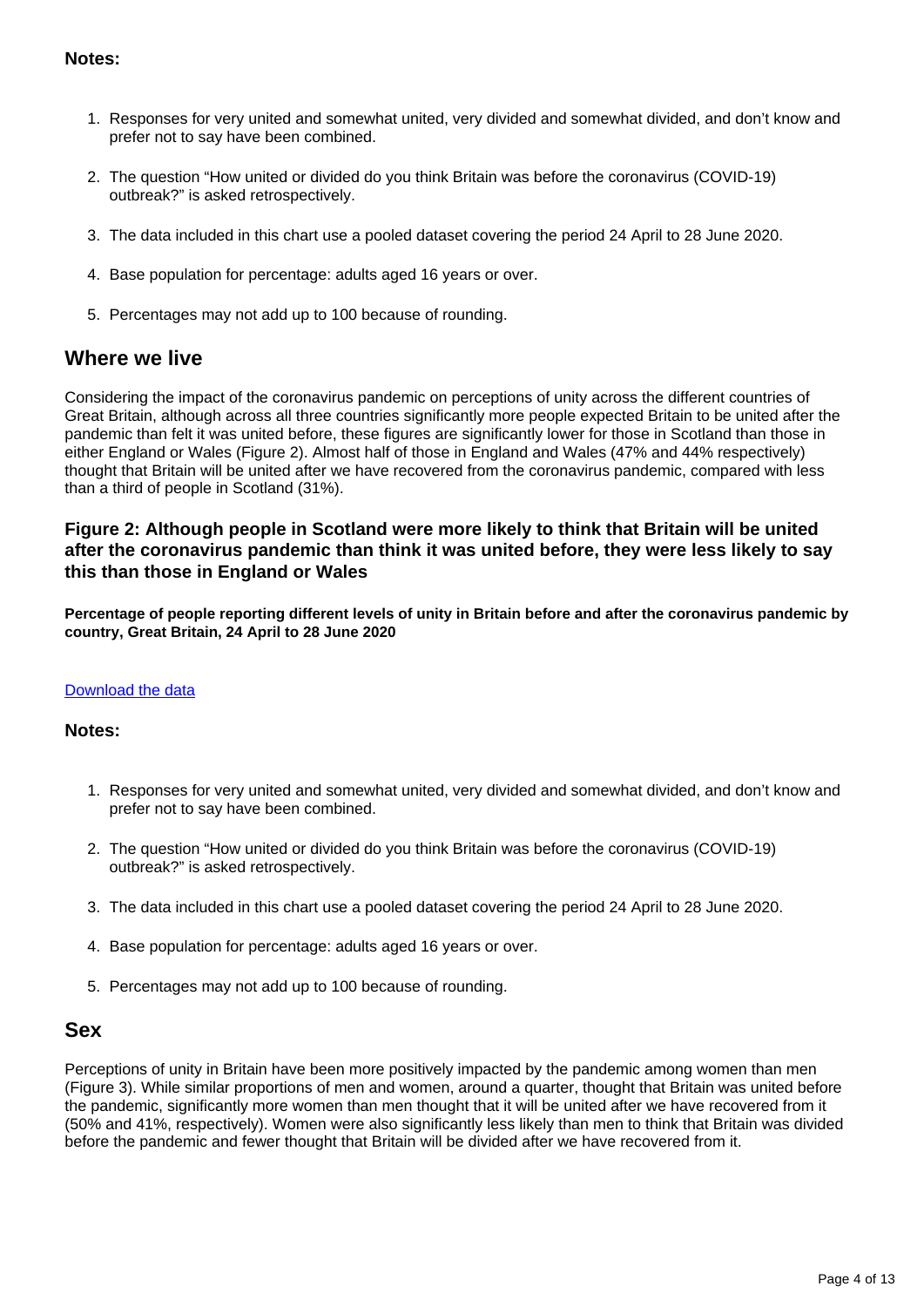**Notes:**

1. Responses for very united and somewhat united, very divided and somewhat divided, and don't know and prefer not to say have been combined.
2. The question "How united or divided do you think Britain was before the coronavirus (COVID-19) outbreak?" is asked retrospectively.
3. The data included in this chart use a pooled dataset covering the period 24 April to 28 June 2020.
4. Base population for percentage: adults aged 16 years or over.
5. Percentages may not add up to 100 because of rounding.

## Where we live

Considering the impact of the coronavirus pandemic on perceptions of unity across the different countries of Great Britain, although across all three countries significantly more people expected Britain to be united after the pandemic than felt it was united before, these figures are significantly lower for those in Scotland than those in either England or Wales (Figure 2). Almost half of those in England and Wales (47% and 44% respectively) thought that Britain will be united after we have recovered from the coronavirus pandemic, compared with less than a third of people in Scotland (31%).

### Figure 2: Although people in Scotland were more likely to think that Britain will be united after the coronavirus pandemic than think it was united before, they were less likely to say this than those in England or Wales

**Percentage of people reporting different levels of unity in Britain before and after the coronavirus pandemic by country, Great Britain, 24 April to 28 June 2020**

[Download the data](#)

**Notes:**

1. Responses for very united and somewhat united, very divided and somewhat divided, and don't know and prefer not to say have been combined.
2. The question "How united or divided do you think Britain was before the coronavirus (COVID-19) outbreak?" is asked retrospectively.
3. The data included in this chart use a pooled dataset covering the period 24 April to 28 June 2020.
4. Base population for percentage: adults aged 16 years or over.
5. Percentages may not add up to 100 because of rounding.

## Sex

Perceptions of unity in Britain have been more positively impacted by the pandemic among women than men (Figure 3). While similar proportions of men and women, around a quarter, thought that Britain was united before the pandemic, significantly more women than men thought that it will be united after we have recovered from it (50% and 41%, respectively). Women were also significantly less likely than men to think that Britain was divided before the pandemic and fewer thought that Britain will be divided after we have recovered from it.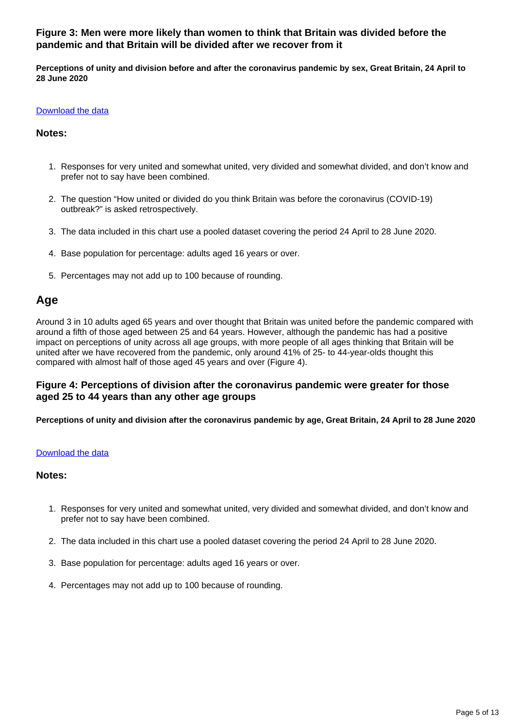### Figure 3: Men were more likely than women to think that Britain was divided before the pandemic and that Britain will be divided after we recover from it

**Perceptions of unity and division before and after the coronavirus pandemic by sex, Great Britain, 24 April to 28 June 2020**

Download the data

#### Notes:

1. Responses for very united and somewhat united, very divided and somewhat divided, and don't know and prefer not to say have been combined.

2. The question "How united or divided do you think Britain was before the coronavirus (COVID-19) outbreak?" is asked retrospectively.

3. The data included in this chart use a pooled dataset covering the period 24 April to 28 June 2020.

4. Base population for percentage: adults aged 16 years or over.

5. Percentages may not add up to 100 because of rounding.

## Age

Around 3 in 10 adults aged 65 years and over thought that Britain was united before the pandemic compared with around a fifth of those aged between 25 and 64 years. However, although the pandemic has had a positive impact on perceptions of unity across all age groups, with more people of all ages thinking that Britain will be united after we have recovered from the pandemic, only around 41% of 25- to 44-year-olds thought this compared with almost half of those aged 45 years and over (Figure 4).

### Figure 4: Perceptions of division after the coronavirus pandemic were greater for those aged 25 to 44 years than any other age groups

**Perceptions of unity and division after the coronavirus pandemic by age, Great Britain, 24 April to 28 June 2020**

Download the data

#### Notes:

1. Responses for very united and somewhat united, very divided and somewhat divided, and don't know and prefer not to say have been combined.

2. The data included in this chart use a pooled dataset covering the period 24 April to 28 June 2020.

3. Base population for percentage: adults aged 16 years or over.

4. Percentages may not add up to 100 because of rounding.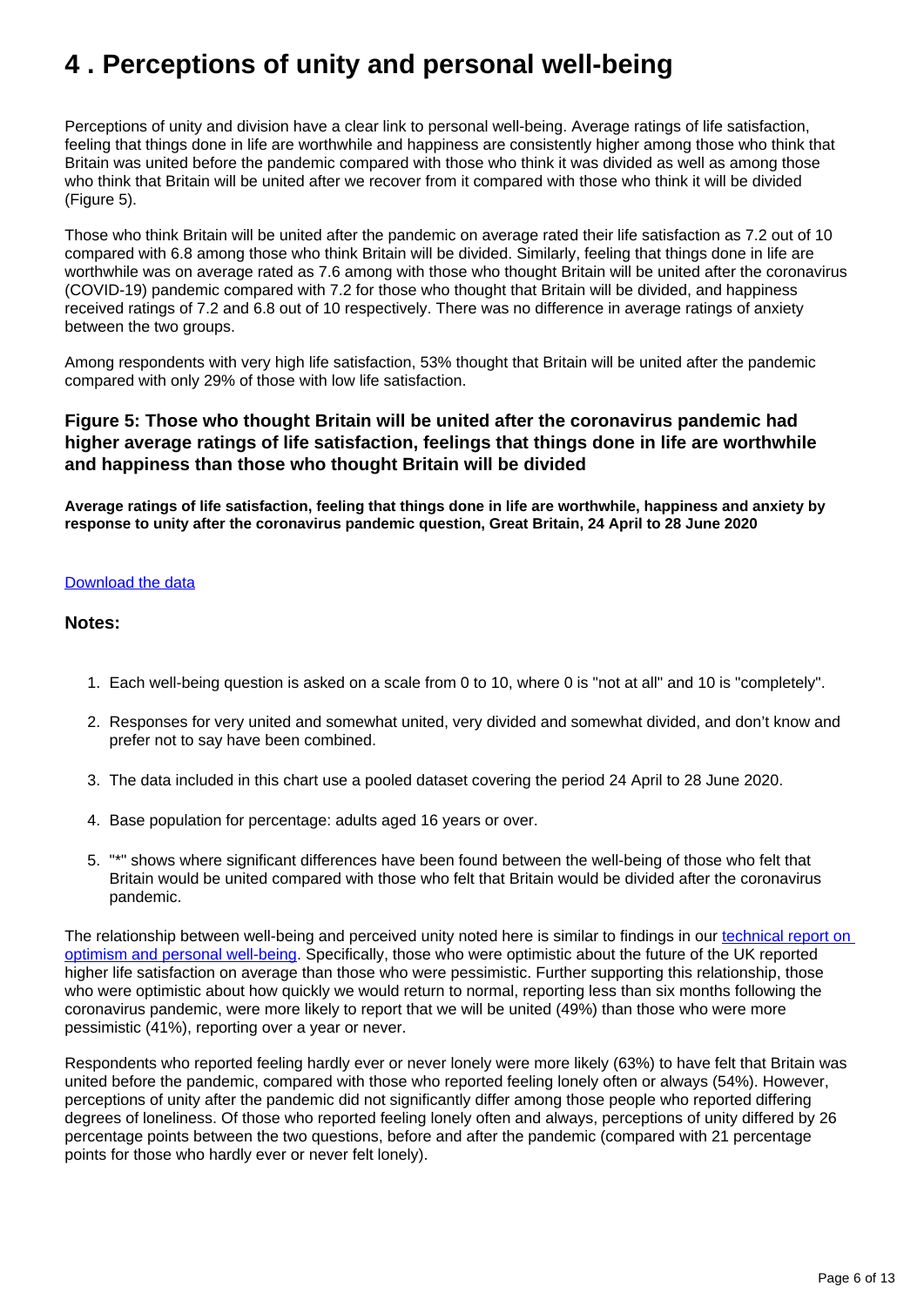# 4 . Perceptions of unity and personal well-being

Perceptions of unity and division have a clear link to personal well-being. Average ratings of life satisfaction, feeling that things done in life are worthwhile and happiness are consistently higher among those who think that Britain was united before the pandemic compared with those who think it was divided as well as among those who think that Britain will be united after we recover from it compared with those who think it will be divided (Figure 5).

Those who think Britain will be united after the pandemic on average rated their life satisfaction as 7.2 out of 10 compared with 6.8 among those who think Britain will be divided. Similarly, feeling that things done in life are worthwhile was on average rated as 7.6 among with those who thought Britain will be united after the coronavirus (COVID-19) pandemic compared with 7.2 for those who thought that Britain will be divided, and happiness received ratings of 7.2 and 6.8 out of 10 respectively. There was no difference in average ratings of anxiety between the two groups.

Among respondents with very high life satisfaction, 53% thought that Britain will be united after the pandemic compared with only 29% of those with low life satisfaction.

### Figure 5: Those who thought Britain will be united after the coronavirus pandemic had higher average ratings of life satisfaction, feelings that things done in life are worthwhile and happiness than those who thought Britain will be divided

**Average ratings of life satisfaction, feeling that things done in life are worthwhile, happiness and anxiety by response to unity after the coronavirus pandemic question, Great Britain, 24 April to 28 June 2020**

[Download the data](#)

### Notes:

1. Each well-being question is asked on a scale from 0 to 10, where 0 is "not at all" and 10 is "completely".
2. Responses for very united and somewhat united, very divided and somewhat divided, and don't know and prefer not to say have been combined.
3. The data included in this chart use a pooled dataset covering the period 24 April to 28 June 2020.
4. Base population for percentage: adults aged 16 years or over.
5. "*" shows where significant differences have been found between the well-being of those who felt that Britain would be united compared with those who felt that Britain would be divided after the coronavirus pandemic.

The relationship between well-being and perceived unity noted here is similar to findings in our [technical report on optimism and personal well-being](#). Specifically, those who were optimistic about the future of the UK reported higher life satisfaction on average than those who were pessimistic. Further supporting this relationship, those who were optimistic about how quickly we would return to normal, reporting less than six months following the coronavirus pandemic, were more likely to report that we will be united (49%) than those who were more pessimistic (41%), reporting over a year or never.

Respondents who reported feeling hardly ever or never lonely were more likely (63%) to have felt that Britain was united before the pandemic, compared with those who reported feeling lonely often or always (54%). However, perceptions of unity after the pandemic did not significantly differ among those people who reported differing degrees of loneliness. Of those who reported feeling lonely often and always, perceptions of unity differed by 26 percentage points between the two questions, before and after the pandemic (compared with 21 percentage points for those who hardly ever or never felt lonely).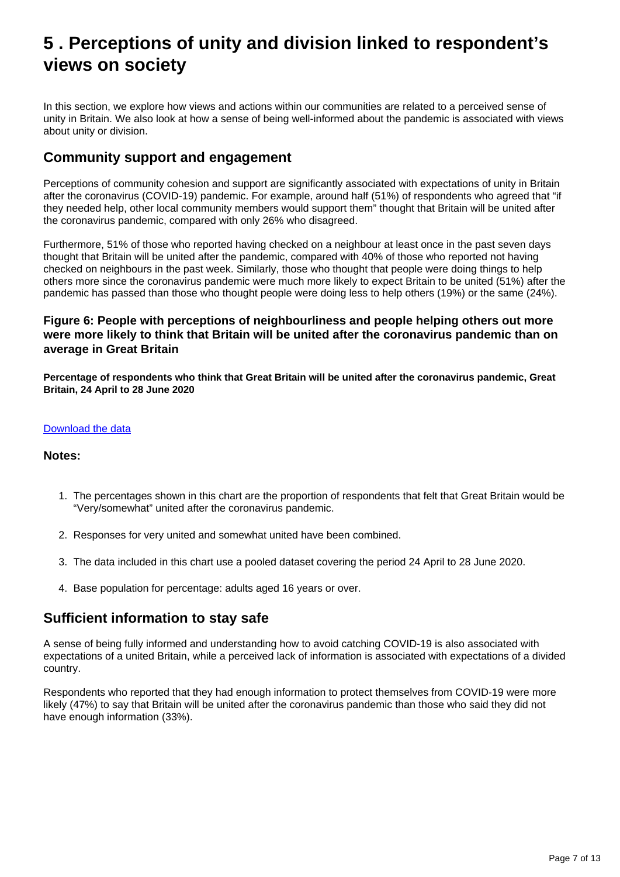# 5 . Perceptions of unity and division linked to respondent's views on society

In this section, we explore how views and actions within our communities are related to a perceived sense of unity in Britain. We also look at how a sense of being well-informed about the pandemic is associated with views about unity or division.

## Community support and engagement

Perceptions of community cohesion and support are significantly associated with expectations of unity in Britain after the coronavirus (COVID-19) pandemic. For example, around half (51%) of respondents who agreed that "if they needed help, other local community members would support them" thought that Britain will be united after the coronavirus pandemic, compared with only 26% who disagreed.

Furthermore, 51% of those who reported having checked on a neighbour at least once in the past seven days thought that Britain will be united after the pandemic, compared with 40% of those who reported not having checked on neighbours in the past week. Similarly, those who thought that people were doing things to help others more since the coronavirus pandemic were much more likely to expect Britain to be united (51%) after the pandemic has passed than those who thought people were doing less to help others (19%) or the same (24%).

### Figure 6: People with perceptions of neighbourliness and people helping others out more were more likely to think that Britain will be united after the coronavirus pandemic than on average in Great Britain

**Percentage of respondents who think that Great Britain will be united after the coronavirus pandemic, Great Britain, 24 April to 28 June 2020**

[Download the data](#)

**Notes:**

1. The percentages shown in this chart are the proportion of respondents that felt that Great Britain would be "Very/somewhat" united after the coronavirus pandemic.
2. Responses for very united and somewhat united have been combined.
3. The data included in this chart use a pooled dataset covering the period 24 April to 28 June 2020.
4. Base population for percentage: adults aged 16 years or over.

## Sufficient information to stay safe

A sense of being fully informed and understanding how to avoid catching COVID-19 is also associated with expectations of a united Britain, while a perceived lack of information is associated with expectations of a divided country.

Respondents who reported that they had enough information to protect themselves from COVID-19 were more likely (47%) to say that Britain will be united after the coronavirus pandemic than those who said they did not have enough information (33%).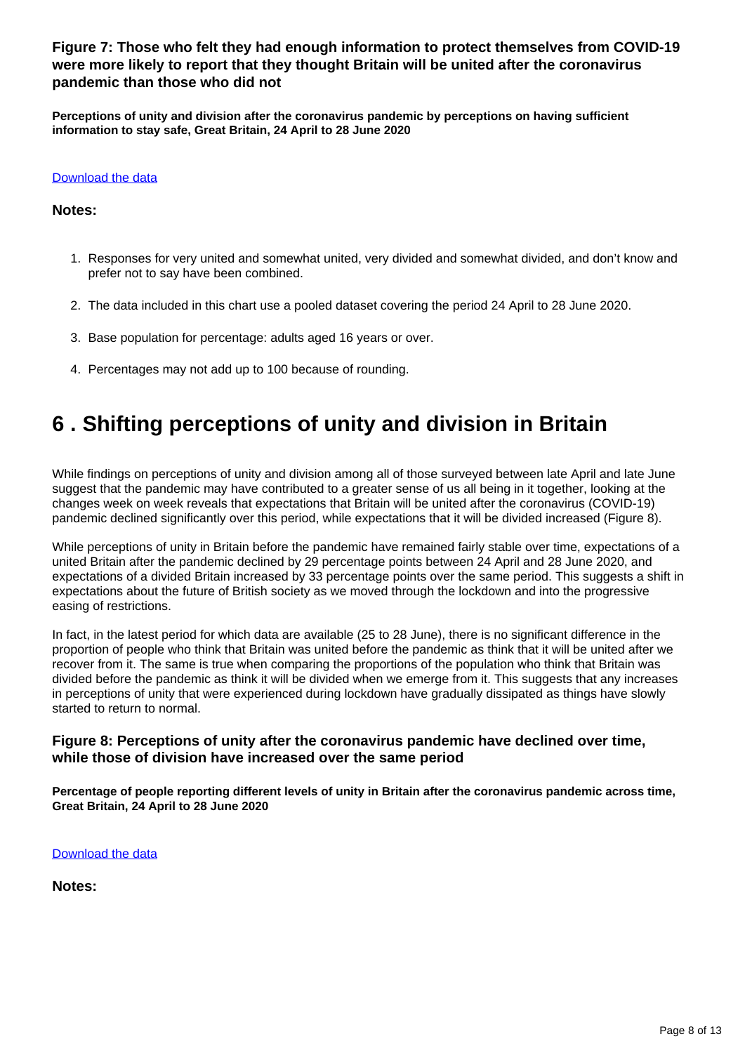### Figure 7: Those who felt they had enough information to protect themselves from COVID-19 were more likely to report that they thought Britain will be united after the coronavirus pandemic than those who did not

**Perceptions of unity and division after the coronavirus pandemic by perceptions on having sufficient information to stay safe, Great Britain, 24 April to 28 June 2020**

[Download the data](#)

**Notes:**

1. Responses for very united and somewhat united, very divided and somewhat divided, and don't know and prefer not to say have been combined.
2. The data included in this chart use a pooled dataset covering the period 24 April to 28 June 2020.
3. Base population for percentage: adults aged 16 years or over.
4. Percentages may not add up to 100 because of rounding.

# 6 . Shifting perceptions of unity and division in Britain

While findings on perceptions of unity and division among all of those surveyed between late April and late June suggest that the pandemic may have contributed to a greater sense of us all being in it together, looking at the changes week on week reveals that expectations that Britain will be united after the coronavirus (COVID-19) pandemic declined significantly over this period, while expectations that it will be divided increased (Figure 8).

While perceptions of unity in Britain before the pandemic have remained fairly stable over time, expectations of a united Britain after the pandemic declined by 29 percentage points between 24 April and 28 June 2020, and expectations of a divided Britain increased by 33 percentage points over the same period. This suggests a shift in expectations about the future of British society as we moved through the lockdown and into the progressive easing of restrictions.

In fact, in the latest period for which data are available (25 to 28 June), there is no significant difference in the proportion of people who think that Britain was united before the pandemic as think that it will be united after we recover from it. The same is true when comparing the proportions of the population who think that Britain was divided before the pandemic as think it will be divided when we emerge from it. This suggests that any increases in perceptions of unity that were experienced during lockdown have gradually dissipated as things have slowly started to return to normal.

### Figure 8: Perceptions of unity after the coronavirus pandemic have declined over time, while those of division have increased over the same period

**Percentage of people reporting different levels of unity in Britain after the coronavirus pandemic across time, Great Britain, 24 April to 28 June 2020**

[Download the data](#)

**Notes:**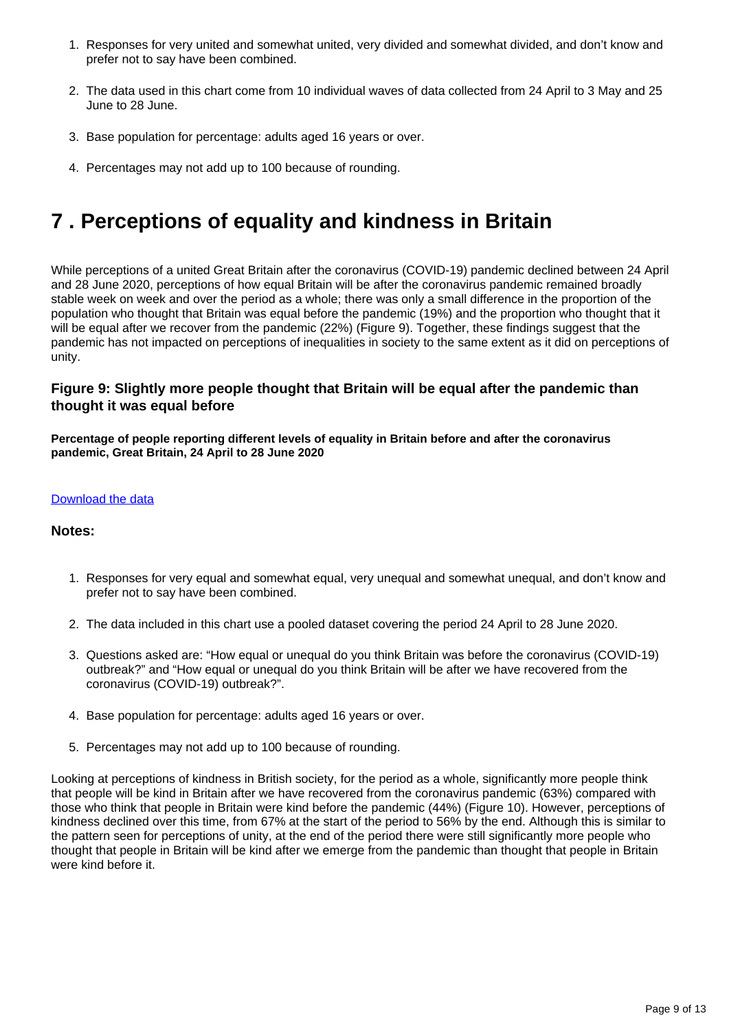1. Responses for very united and somewhat united, very divided and somewhat divided, and don't know and prefer not to say have been combined.

2. The data used in this chart come from 10 individual waves of data collected from 24 April to 3 May and 25 June to 28 June.

3. Base population for percentage: adults aged 16 years or over.

4. Percentages may not add up to 100 because of rounding.

# 7 . Perceptions of equality and kindness in Britain

While perceptions of a united Great Britain after the coronavirus (COVID-19) pandemic declined between 24 April and 28 June 2020, perceptions of how equal Britain will be after the coronavirus pandemic remained broadly stable week on week and over the period as a whole; there was only a small difference in the proportion of the population who thought that Britain was equal before the pandemic (19%) and the proportion who thought that it will be equal after we recover from the pandemic (22%) (Figure 9). Together, these findings suggest that the pandemic has not impacted on perceptions of inequalities in society to the same extent as it did on perceptions of unity.

### Figure 9: Slightly more people thought that Britain will be equal after the pandemic than thought it was equal before

**Percentage of people reporting different levels of equality in Britain before and after the coronavirus pandemic, Great Britain, 24 April to 28 June 2020**

[Download the data]

### Notes:

1. Responses for very equal and somewhat equal, very unequal and somewhat unequal, and don't know and prefer not to say have been combined.

2. The data included in this chart use a pooled dataset covering the period 24 April to 28 June 2020.

3. Questions asked are: "How equal or unequal do you think Britain was before the coronavirus (COVID-19) outbreak?" and "How equal or unequal do you think Britain will be after we have recovered from the coronavirus (COVID-19) outbreak?".

4. Base population for percentage: adults aged 16 years or over.

5. Percentages may not add up to 100 because of rounding.

Looking at perceptions of kindness in British society, for the period as a whole, significantly more people think that people will be kind in Britain after we have recovered from the coronavirus pandemic (63%) compared with those who think that people in Britain were kind before the pandemic (44%) (Figure 10). However, perceptions of kindness declined over this time, from 67% at the start of the period to 56% by the end. Although this is similar to the pattern seen for perceptions of unity, at the end of the period there were still significantly more people who thought that people in Britain will be kind after we emerge from the pandemic than thought that people in Britain were kind before it.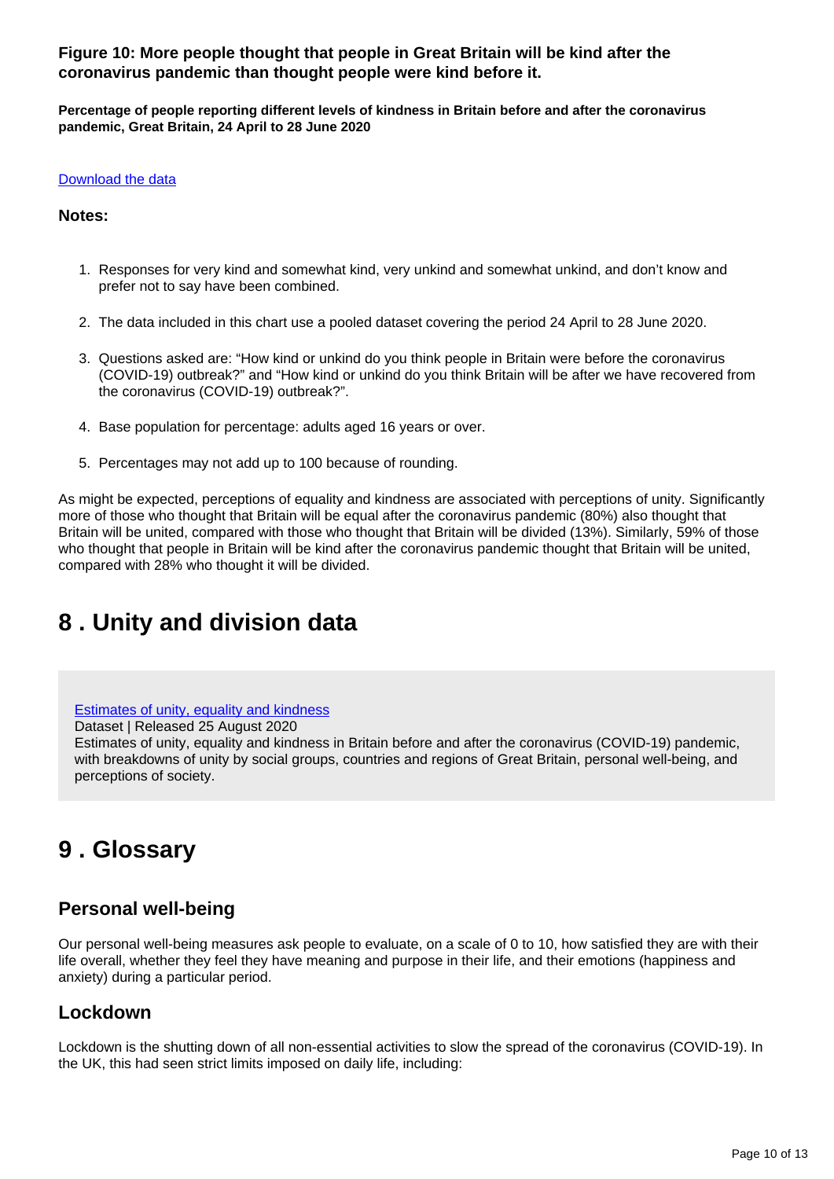### Figure 10: More people thought that people in Great Britain will be kind after the coronavirus pandemic than thought people were kind before it.

**Percentage of people reporting different levels of kindness in Britain before and after the coronavirus pandemic, Great Britain, 24 April to 28 June 2020**

[Download the data]

**Notes:**

1. Responses for very kind and somewhat kind, very unkind and somewhat unkind, and don't know and prefer not to say have been combined.
2. The data included in this chart use a pooled dataset covering the period 24 April to 28 June 2020.
3. Questions asked are: "How kind or unkind do you think people in Britain were before the coronavirus (COVID-19) outbreak?" and "How kind or unkind do you think Britain will be after we have recovered from the coronavirus (COVID-19) outbreak?".
4. Base population for percentage: adults aged 16 years or over.
5. Percentages may not add up to 100 because of rounding.

As might be expected, perceptions of equality and kindness are associated with perceptions of unity. Significantly more of those who thought that Britain will be equal after the coronavirus pandemic (80%) also thought that Britain will be united, compared with those who thought that Britain will be divided (13%). Similarly, 59% of those who thought that people in Britain will be kind after the coronavirus pandemic thought that Britain will be united, compared with 28% who thought it will be divided.

## 8 . Unity and division data

[Estimates of unity, equality and kindness]
Dataset | Released 25 August 2020
Estimates of unity, equality and kindness in Britain before and after the coronavirus (COVID-19) pandemic, with breakdowns of unity by social groups, countries and regions of Great Britain, personal well-being, and perceptions of society.

## 9 . Glossary

### Personal well-being

Our personal well-being measures ask people to evaluate, on a scale of 0 to 10, how satisfied they are with their life overall, whether they feel they have meaning and purpose in their life, and their emotions (happiness and anxiety) during a particular period.

### Lockdown

Lockdown is the shutting down of all non-essential activities to slow the spread of the coronavirus (COVID-19). In the UK, this had seen strict limits imposed on daily life, including: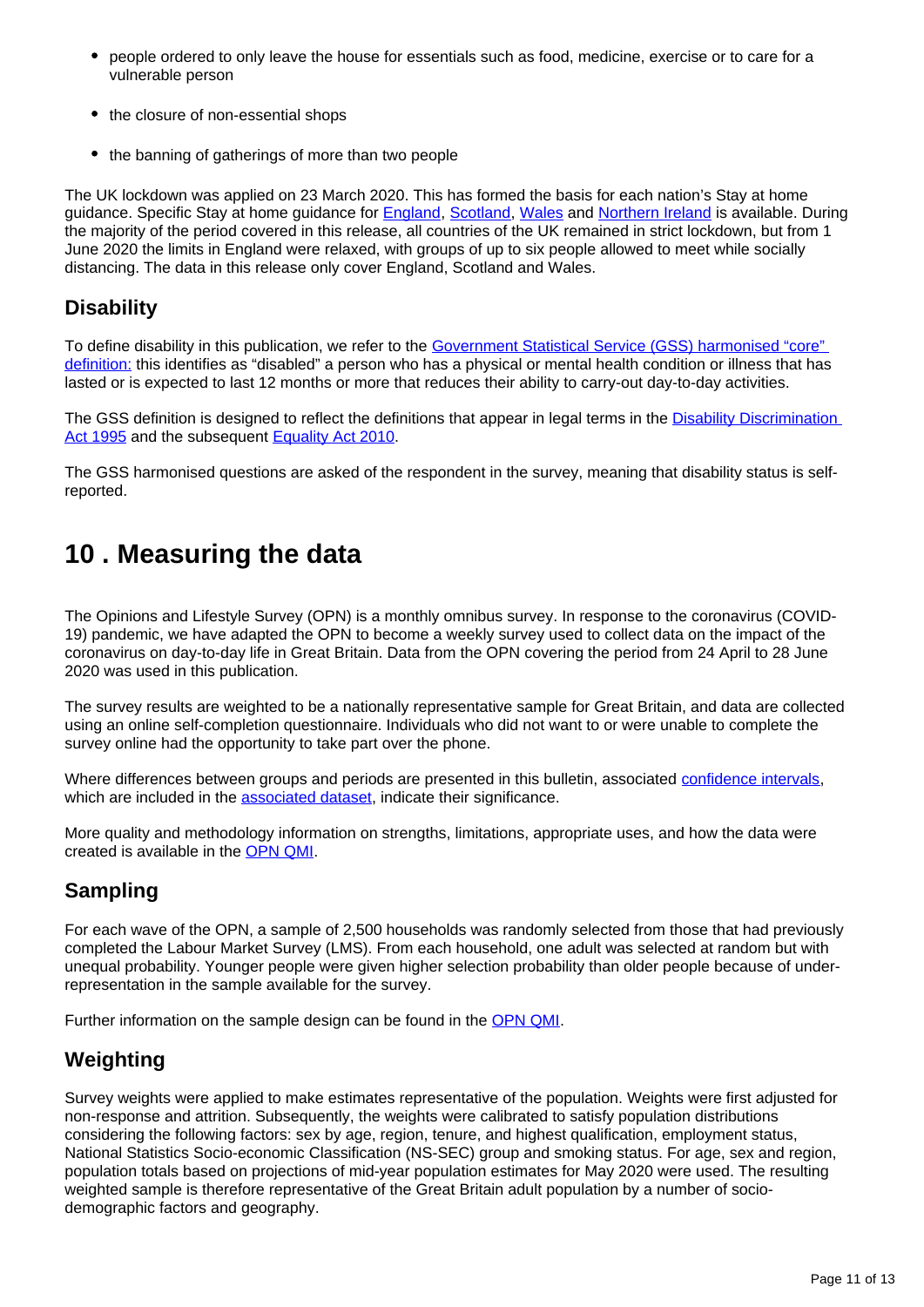- people ordered to only leave the house for essentials such as food, medicine, exercise or to care for a vulnerable person
- the closure of non-essential shops
- the banning of gatherings of more than two people

The UK lockdown was applied on 23 March 2020. This has formed the basis for each nation's Stay at home guidance. Specific Stay at home guidance for England, Scotland, Wales and Northern Ireland is available. During the majority of the period covered in this release, all countries of the UK remained in strict lockdown, but from 1 June 2020 the limits in England were relaxed, with groups of up to six people allowed to meet while socially distancing. The data in this release only cover England, Scotland and Wales.

### Disability

To define disability in this publication, we refer to the Government Statistical Service (GSS) harmonised "core" definition: this identifies as "disabled" a person who has a physical or mental health condition or illness that has lasted or is expected to last 12 months or more that reduces their ability to carry-out day-to-day activities.

The GSS definition is designed to reflect the definitions that appear in legal terms in the Disability Discrimination Act 1995 and the subsequent Equality Act 2010.

The GSS harmonised questions are asked of the respondent in the survey, meaning that disability status is self-reported.

## 10 . Measuring the data

The Opinions and Lifestyle Survey (OPN) is a monthly omnibus survey. In response to the coronavirus (COVID-19) pandemic, we have adapted the OPN to become a weekly survey used to collect data on the impact of the coronavirus on day-to-day life in Great Britain. Data from the OPN covering the period from 24 April to 28 June 2020 was used in this publication.

The survey results are weighted to be a nationally representative sample for Great Britain, and data are collected using an online self-completion questionnaire. Individuals who did not want to or were unable to complete the survey online had the opportunity to take part over the phone.

Where differences between groups and periods are presented in this bulletin, associated confidence intervals, which are included in the associated dataset, indicate their significance.

More quality and methodology information on strengths, limitations, appropriate uses, and how the data were created is available in the OPN QMI.

### Sampling

For each wave of the OPN, a sample of 2,500 households was randomly selected from those that had previously completed the Labour Market Survey (LMS). From each household, one adult was selected at random but with unequal probability. Younger people were given higher selection probability than older people because of under-representation in the sample available for the survey.

Further information on the sample design can be found in the OPN QMI.

### Weighting

Survey weights were applied to make estimates representative of the population. Weights were first adjusted for non-response and attrition. Subsequently, the weights were calibrated to satisfy population distributions considering the following factors: sex by age, region, tenure, and highest qualification, employment status, National Statistics Socio-economic Classification (NS-SEC) group and smoking status. For age, sex and region, population totals based on projections of mid-year population estimates for May 2020 were used. The resulting weighted sample is therefore representative of the Great Britain adult population by a number of socio-demographic factors and geography.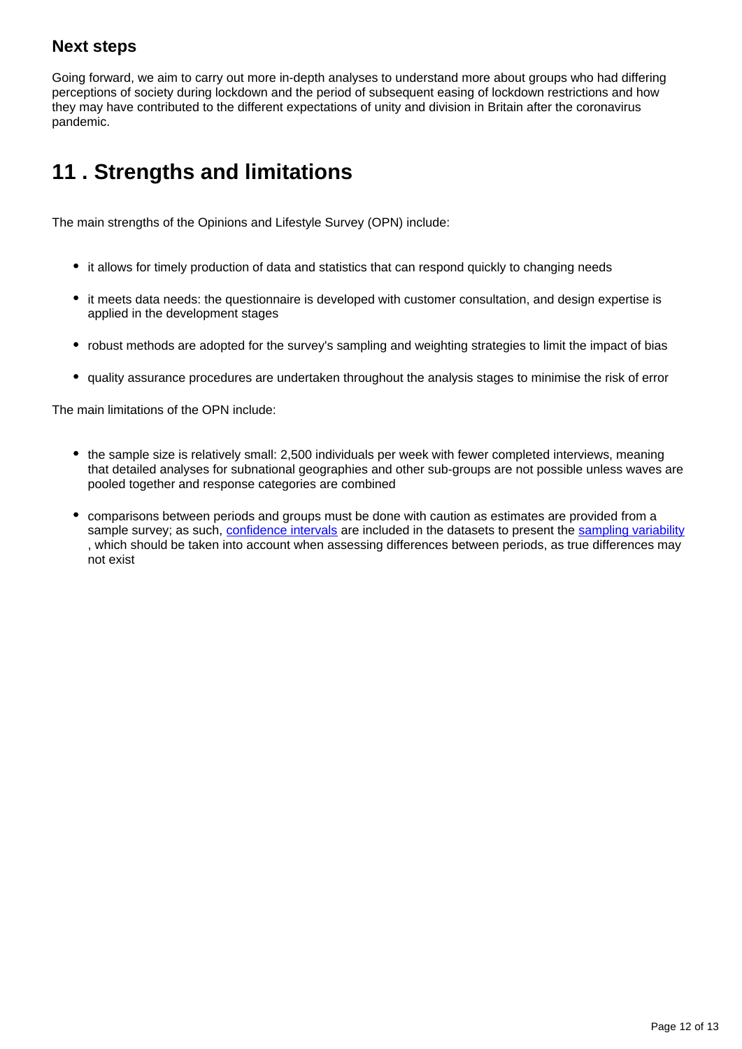### Next steps

Going forward, we aim to carry out more in-depth analyses to understand more about groups who had differing perceptions of society during lockdown and the period of subsequent easing of lockdown restrictions and how they may have contributed to the different expectations of unity and division in Britain after the coronavirus pandemic.

## 11 . Strengths and limitations

The main strengths of the Opinions and Lifestyle Survey (OPN) include:

- it allows for timely production of data and statistics that can respond quickly to changing needs
- it meets data needs: the questionnaire is developed with customer consultation, and design expertise is applied in the development stages
- robust methods are adopted for the survey's sampling and weighting strategies to limit the impact of bias
- quality assurance procedures are undertaken throughout the analysis stages to minimise the risk of error

The main limitations of the OPN include:

- the sample size is relatively small: 2,500 individuals per week with fewer completed interviews, meaning that detailed analyses for subnational geographies and other sub-groups are not possible unless waves are pooled together and response categories are combined
- comparisons between periods and groups must be done with caution as estimates are provided from a sample survey; as such, confidence intervals are included in the datasets to present the sampling variability, which should be taken into account when assessing differences between periods, as true differences may not exist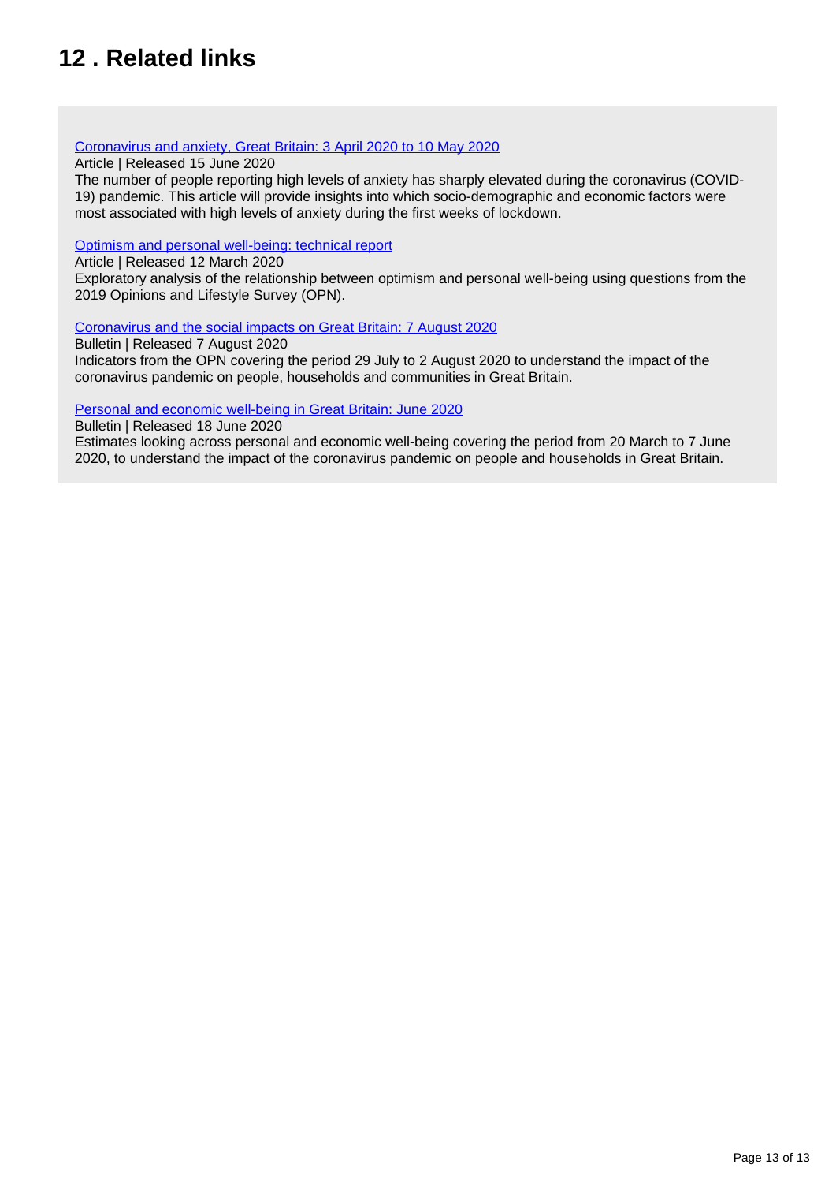## 12 . Related links

Coronavirus and anxiety, Great Britain: 3 April 2020 to 10 May 2020
Article | Released 15 June 2020
The number of people reporting high levels of anxiety has sharply elevated during the coronavirus (COVID-19) pandemic. This article will provide insights into which socio-demographic and economic factors were most associated with high levels of anxiety during the first weeks of lockdown.

Optimism and personal well-being: technical report
Article | Released 12 March 2020
Exploratory analysis of the relationship between optimism and personal well-being using questions from the 2019 Opinions and Lifestyle Survey (OPN).

Coronavirus and the social impacts on Great Britain: 7 August 2020
Bulletin | Released 7 August 2020
Indicators from the OPN covering the period 29 July to 2 August 2020 to understand the impact of the coronavirus pandemic on people, households and communities in Great Britain.

Personal and economic well-being in Great Britain: June 2020
Bulletin | Released 18 June 2020
Estimates looking across personal and economic well-being covering the period from 20 March to 7 June 2020, to understand the impact of the coronavirus pandemic on people and households in Great Britain.